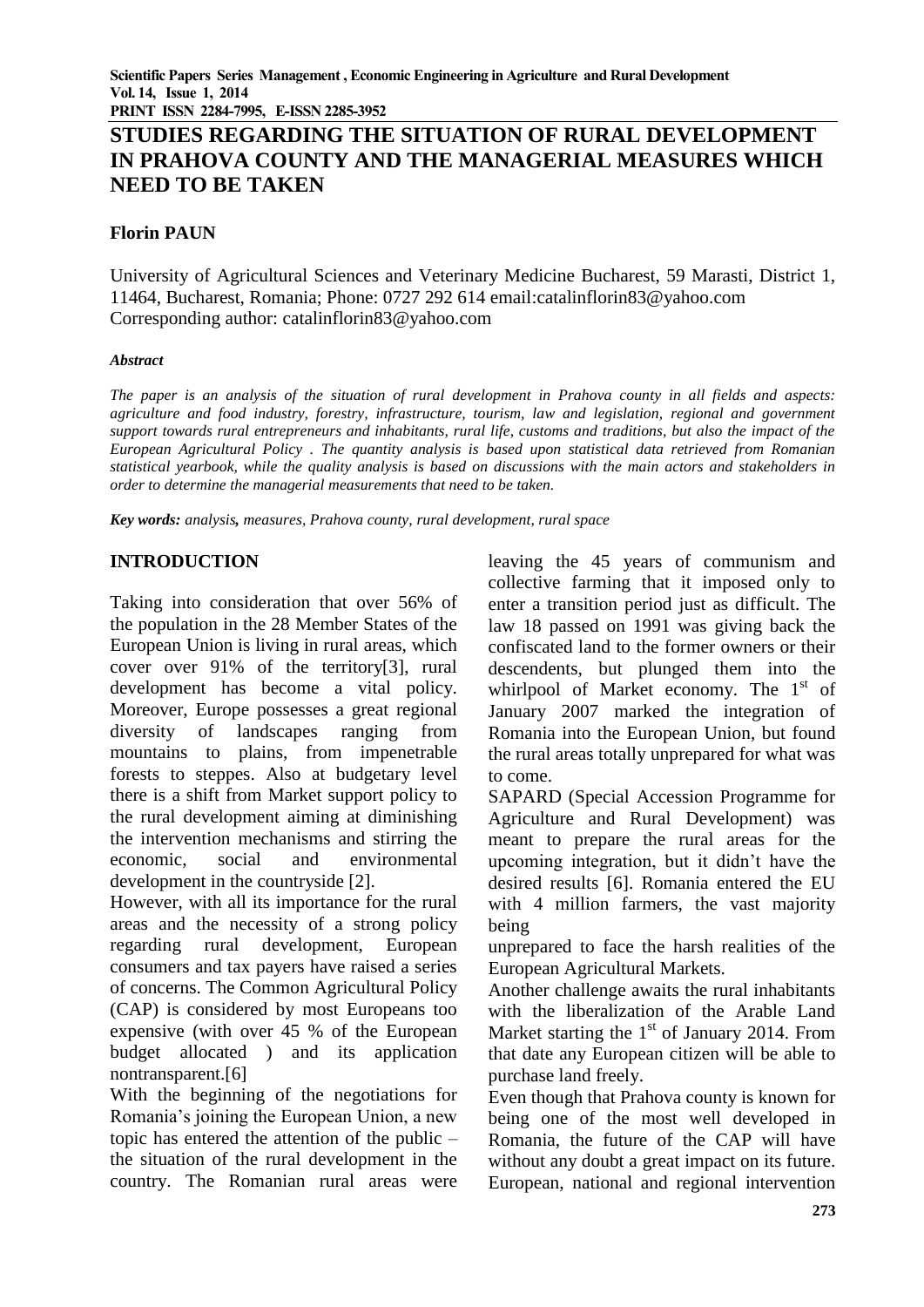# STUDIES REGARDING THE SITUATION OF RURAL DEVELOPMENT IN PRAHOVA COUNTY AND THE MANAGERIAL MEASURES WHICH NEED TO BE TAKEN

**Florin PAUN**

University of Agricultural Sciences and Veterinary Medicine Bucharest, 59 Marasti, District 1, 11464, Bucharest, Romania; Phone: 0727 292 614 email:catalinflorin83@yahoo.com
Corresponding author: catalinflorin83@yahoo.com

***Abstract***

*The paper is an analysis of the situation of rural development in Prahova county in all fields and aspects: agriculture and food industry, forestry, infrastructure, tourism, law and legislation, regional and government support towards rural entrepreneurs and inhabitants, rural life, customs and traditions, but also the impact of the European Agricultural Policy . The quantity analysis is based upon statistical data retrieved from Romanian statistical yearbook, while the quality analysis is based on discussions with the main actors and stakeholders in order to determine the managerial measurements that need to be taken.*

***Key words:*** *analysis, measures, Prahova county, rural development, rural space*

## INTRODUCTION

Taking into consideration that over 56% of the population in the 28 Member States of the European Union is living in rural areas, which cover over 91% of the territory[3], rural development has become a vital policy. Moreover, Europe possesses a great regional diversity of landscapes ranging from mountains to plains, from impenetrable forests to steppes. Also at budgetary level there is a shift from Market support policy to the rural development aiming at diminishing the intervention mechanisms and stirring the economic, social and environmental development in the countryside [2].

However, with all its importance for the rural areas and the necessity of a strong policy regarding rural development, European consumers and tax payers have raised a series of concerns. The Common Agricultural Policy (CAP) is considered by most Europeans too expensive (with over 45 % of the European budget allocated ) and its application nontransparent.[6]

With the beginning of the negotiations for Romania's joining the European Union, a new topic has entered the attention of the public – the situation of the rural development in the country. The Romanian rural areas were leaving the 45 years of communism and collective farming that it imposed only to enter a transition period just as difficult. The law 18 passed on 1991 was giving back the confiscated land to the former owners or their descendents, but plunged them into the whirlpool of Market economy. The 1st of January 2007 marked the integration of Romania into the European Union, but found the rural areas totally unprepared for what was to come.

SAPARD (Special Accession Programme for Agriculture and Rural Development) was meant to prepare the rural areas for the upcoming integration, but it didn't have the desired results [6]. Romania entered the EU with 4 million farmers, the vast majority being unprepared to face the harsh realities of the European Agricultural Markets.

Another challenge awaits the rural inhabitants with the liberalization of the Arable Land Market starting the 1st of January 2014. From that date any European citizen will be able to purchase land freely.

Even though that Prahova county is known for being one of the most well developed in Romania, the future of the CAP will have without any doubt a great impact on its future. European, national and regional intervention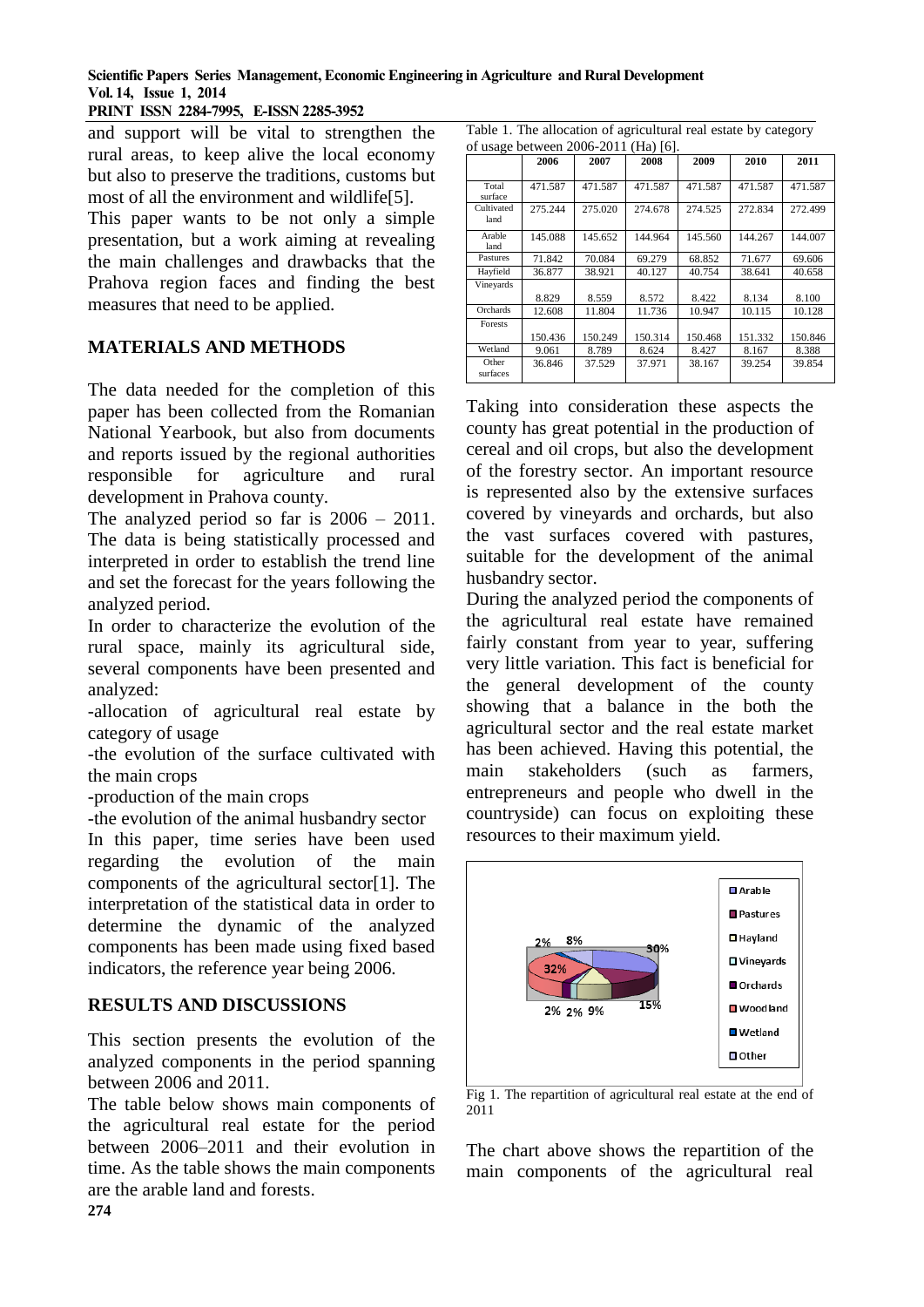and support will be vital to strengthen the rural areas, to keep alive the local economy but also to preserve the traditions, customs but most of all the environment and wildlife[5].

This paper wants to be not only a simple presentation, but a work aiming at revealing the main challenges and drawbacks that the Prahova region faces and finding the best measures that need to be applied.

## MATERIALS AND METHODS

The data needed for the completion of this paper has been collected from the Romanian National Yearbook, but also from documents and reports issued by the regional authorities responsible for agriculture and rural development in Prahova county.

The analyzed period so far is 2006 – 2011. The data is being statistically processed and interpreted in order to establish the trend line and set the forecast for the years following the analyzed period.

In order to characterize the evolution of the rural space, mainly its agricultural side, several components have been presented and analyzed:

-allocation of agricultural real estate by category of usage

-the evolution of the surface cultivated with the main crops

-production of the main crops

-the evolution of the animal husbandry sector

In this paper, time series have been used regarding the evolution of the main components of the agricultural sector[1]. The interpretation of the statistical data in order to determine the dynamic of the analyzed components has been made using fixed based indicators, the reference year being 2006.

## RESULTS AND DISCUSSIONS

This section presents the evolution of the analyzed components in the period spanning between 2006 and 2011.

The table below shows main components of the agricultural real estate for the period between 2006–2011 and their evolution in time. As the table shows the main components are the arable land and forests.

Table 1. The allocation of agricultural real estate by category of usage between 2006-2011 (Ha) [6].

| | 2006 | 2007 | 2008 | 2009 | 2010 | 2011 |
|---|---|---|---|---|---|---|
| Total surface | 471.587 | 471.587 | 471.587 | 471.587 | 471.587 | 471.587 |
| Cultivated land | 275.244 | 275.020 | 274.678 | 274.525 | 272.834 | 272.499 |
| Arable land | 145.088 | 145.652 | 144.964 | 145.560 | 144.267 | 144.007 |
| Pastures | 71.842 | 70.084 | 69.279 | 68.852 | 71.677 | 69.606 |
| Hayfield | 36.877 | 38.921 | 40.127 | 40.754 | 38.641 | 40.658 |
| Vineyards | 8.829 | 8.559 | 8.572 | 8.422 | 8.134 | 8.100 |
| Orchards | 12.608 | 11.804 | 11.736 | 10.947 | 10.115 | 10.128 |
| Forests | 150.436 | 150.249 | 150.314 | 150.468 | 151.332 | 150.846 |
| Wetland | 9.061 | 8.789 | 8.624 | 8.427 | 8.167 | 8.388 |
| Other surfaces | 36.846 | 37.529 | 37.971 | 38.167 | 39.254 | 39.854 |

Taking into consideration these aspects the county has great potential in the production of cereal and oil crops, but also the development of the forestry sector. An important resource is represented also by the extensive surfaces covered by vineyards and orchards, but also the vast surfaces covered with pastures, suitable for the development of the animal husbandry sector.

During the analyzed period the components of the agricultural real estate have remained fairly constant from year to year, suffering very little variation. This fact is beneficial for the general development of the county showing that a balance in the both the agricultural sector and the real estate market has been achieved. Having this potential, the main stakeholders (such as farmers, entrepreneurs and people who dwell in the countryside) can focus on exploiting these resources to their maximum yield.

Fig 1. The repartition of agricultural real estate at the end of 2011

The chart above shows the repartition of the main components of the agricultural real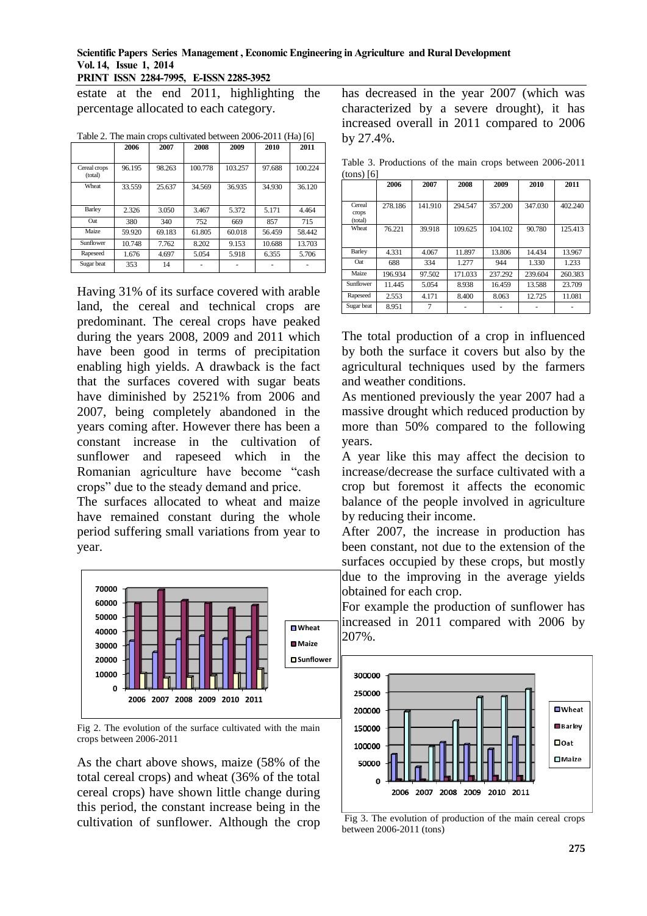estate at the end 2011, highlighting the percentage allocated to each category.

Table 2. The main crops cultivated between 2006-2011 (Ha) [6]

| | 2006 | 2007 | 2008 | 2009 | 2010 | 2011 |
|---|---|---|---|---|---|---|
| Cereal crops (total) | 96.195 | 98.263 | 100.778 | 103.257 | 97.688 | 100.224 |
| Wheat | 33.559 | 25.637 | 34.569 | 36.935 | 34.930 | 36.120 |
| Barley | 2.326 | 3.050 | 3.467 | 5.372 | 5.171 | 4.464 |
| Oat | 380 | 340 | 752 | 669 | 857 | 715 |
| Maize | 59.920 | 69.183 | 61.805 | 60.018 | 56.459 | 58.442 |
| Sunflower | 10.748 | 7.762 | 8.202 | 9.153 | 10.688 | 13.703 |
| Rapeseed | 1.676 | 4.697 | 5.054 | 5.918 | 6.355 | 5.706 |
| Sugar beat | 353 | 14 | - | - | - | - |

Having 31% of its surface covered with arable land, the cereal and technical crops are predominant. The cereal crops have peaked during the years 2008, 2009 and 2011 which have been good in terms of precipitation enabling high yields. A drawback is the fact that the surfaces covered with sugar beats have diminished by 2521% from 2006 and 2007, being completely abandoned in the years coming after. However there has been a constant increase in the cultivation of sunflower and rapeseed which in the Romanian agriculture have become "cash crops" due to the steady demand and price.

The surfaces allocated to wheat and maize have remained constant during the whole period suffering small variations from year to year.

Fig 2. The evolution of the surface cultivated with the main crops between 2006-2011

As the chart above shows, maize (58% of the total cereal crops) and wheat (36% of the total cereal crops) have shown little change during this period, the constant increase being in the cultivation of sunflower. Although the crop has decreased in the year 2007 (which was characterized by a severe drought), it has increased overall in 2011 compared to 2006 by 27.4%.

Table 3. Productions of the main crops between 2006-2011 (tons) [6]

| | 2006 | 2007 | 2008 | 2009 | 2010 | 2011 |
|---|---|---|---|---|---|---|
| Cereal crops (total) | 278.186 | 141.910 | 294.547 | 357.200 | 347.030 | 402.240 |
| Wheat | 76.221 | 39.918 | 109.625 | 104.102 | 90.780 | 125.413 |
| Barley | 4.331 | 4.067 | 11.897 | 13.806 | 14.434 | 13.967 |
| Oat | 688 | 334 | 1.277 | 944 | 1.330 | 1.233 |
| Maize | 196.934 | 97.502 | 171.033 | 237.292 | 239.604 | 260.383 |
| Sunflower | 11.445 | 5.054 | 8.938 | 16.459 | 13.588 | 23.709 |
| Rapeseed | 2.553 | 4.171 | 8.400 | 8.063 | 12.725 | 11.081 |
| Sugar beat | 8.951 | 7 | - | - | - | - |

The total production of a crop in influenced by both the surface it covers but also by the agricultural techniques used by the farmers and weather conditions.

As mentioned previously the year 2007 had a massive drought which reduced production by more than 50% compared to the following years.

A year like this may affect the decision to increase/decrease the surface cultivated with a crop but foremost it affects the economic balance of the people involved in agriculture by reducing their income.

After 2007, the increase in production has been constant, not due to the extension of the surfaces occupied by these crops, but mostly due to the improving in the average yields obtained for each crop.

For example the production of sunflower has increased in 2011 compared with 2006 by 207%.

Fig 3. The evolution of production of the main cereal crops between 2006-2011 (tons)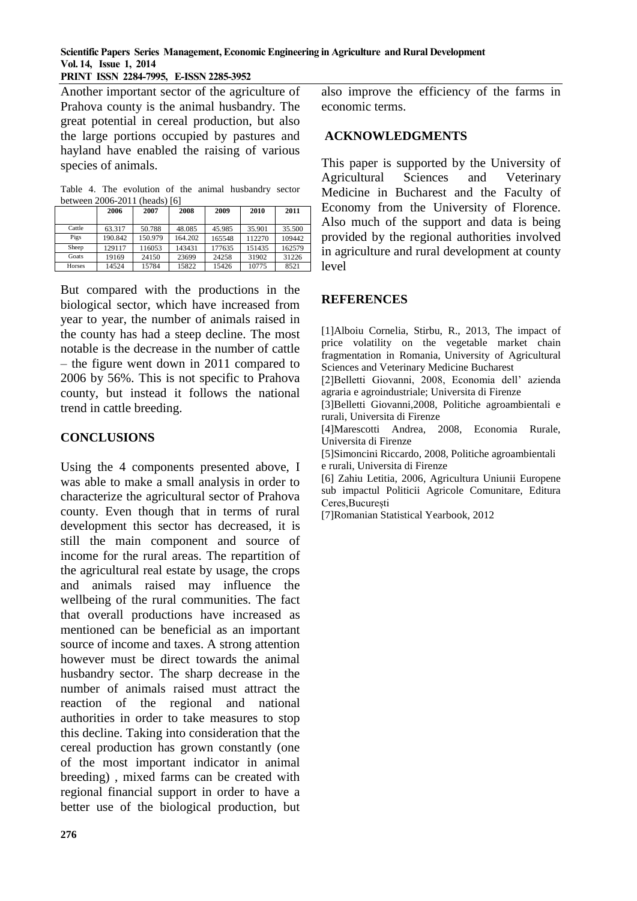Another important sector of the agriculture of Prahova county is the animal husbandry. The great potential in cereal production, but also the large portions occupied by pastures and hayland have enabled the raising of various species of animals.

Table 4. The evolution of the animal husbandry sector between 2006-2011 (heads) [6]

| | 2006 | 2007 | 2008 | 2009 | 2010 | 2011 |
|---|---|---|---|---|---|---|
| Cattle | 63.317 | 50.788 | 48.085 | 45.985 | 35.901 | 35.500 |
| Pigs | 190.842 | 150.979 | 164.202 | 165548 | 112270 | 109442 |
| Sheep | 129117 | 116053 | 143431 | 177635 | 151435 | 162579 |
| Goats | 19169 | 24150 | 23699 | 24258 | 31902 | 31226 |
| Horses | 14524 | 15784 | 15822 | 15426 | 10775 | 8521 |

But compared with the productions in the biological sector, which have increased from year to year, the number of animals raised in the county has had a steep decline. The most notable is the decrease in the number of cattle – the figure went down in 2011 compared to 2006 by 56%. This is not specific to Prahova county, but instead it follows the national trend in cattle breeding.

## CONCLUSIONS

Using the 4 components presented above, I was able to make a small analysis in order to characterize the agricultural sector of Prahova county. Even though that in terms of rural development this sector has decreased, it is still the main component and source of income for the rural areas. The repartition of the agricultural real estate by usage, the crops and animals raised may influence the wellbeing of the rural communities. The fact that overall productions have increased as mentioned can be beneficial as an important source of income and taxes. A strong attention however must be direct towards the animal husbandry sector. The sharp decrease in the number of animals raised must attract the reaction of the regional and national authorities in order to take measures to stop this decline. Taking into consideration that the cereal production has grown constantly (one of the most important indicator in animal breeding) , mixed farms can be created with regional financial support in order to have a better use of the biological production, but also improve the efficiency of the farms in economic terms.

## ACKNOWLEDGMENTS

This paper is supported by the University of Agricultural Sciences and Veterinary Medicine in Bucharest and the Faculty of Economy from the University of Florence. Also much of the support and data is being provided by the regional authorities involved in agriculture and rural development at county level

## REFERENCES

[1]Alboiu Cornelia, Stirbu, R., 2013, The impact of price volatility on the vegetable market chain fragmentation in Romania, University of Agricultural Sciences and Veterinary Medicine Bucharest

[2]Belletti Giovanni, 2008, Economia dell' azienda agraria e agroindustriale; Universita di Firenze

[3]Belletti Giovanni,2008, Politiche agroambientali e rurali, Universita di Firenze

[4]Marescotti Andrea, 2008, Economia Rurale, Universita di Firenze

[5]Simoncini Riccardo, 2008, Politiche agroambientali e rurali, Universita di Firenze

[6] Zahiu Letitia, 2006, Agricultura Uniunii Europene sub impactul Politicii Agricole Comunitare, Editura Ceres,București

[7]Romanian Statistical Yearbook, 2012